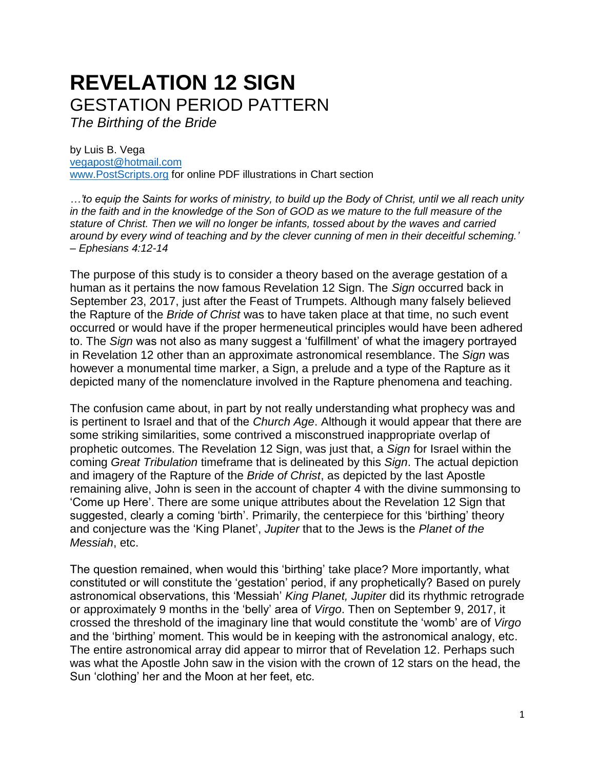# REVELATION 12 SIGN

## GESTATION PERIOD PATTERN

*The Birthing of the Bride*

by Luis B. Vega
vegapost@hotmail.com
www.PostScripts.org for online PDF illustrations in Chart section

*…'to equip the Saints for works of ministry, to build up the Body of Christ, until we all reach unity in the faith and in the knowledge of the Son of GOD as we mature to the full measure of the stature of Christ. Then we will no longer be infants, tossed about by the waves and carried around by every wind of teaching and by the clever cunning of men in their deceitful scheming.' – Ephesians 4:12-14*

The purpose of this study is to consider a theory based on the average gestation of a human as it pertains the now famous Revelation 12 Sign. The *Sign* occurred back in September 23, 2017, just after the Feast of Trumpets. Although many falsely believed the Rapture of the *Bride of Christ* was to have taken place at that time, no such event occurred or would have if the proper hermeneutical principles would have been adhered to. The *Sign* was not also as many suggest a 'fulfillment' of what the imagery portrayed in Revelation 12 other than an approximate astronomical resemblance. The *Sign* was however a monumental time marker, a Sign, a prelude and a type of the Rapture as it depicted many of the nomenclature involved in the Rapture phenomena and teaching.

The confusion came about, in part by not really understanding what prophecy was and is pertinent to Israel and that of the *Church Age*. Although it would appear that there are some striking similarities, some contrived a misconstrued inappropriate overlap of prophetic outcomes. The Revelation 12 Sign, was just that, a *Sign* for Israel within the coming *Great Tribulation* timeframe that is delineated by this *Sign*. The actual depiction and imagery of the Rapture of the *Bride of Christ*, as depicted by the last Apostle remaining alive, John is seen in the account of chapter 4 with the divine summonsing to 'Come up Here'. There are some unique attributes about the Revelation 12 Sign that suggested, clearly a coming 'birth'. Primarily, the centerpiece for this 'birthing' theory and conjecture was the 'King Planet', *Jupiter* that to the Jews is the *Planet of the Messiah*, etc.

The question remained, when would this 'birthing' take place? More importantly, what constituted or will constitute the 'gestation' period, if any prophetically? Based on purely astronomical observations, this 'Messiah' *King Planet, Jupiter* did its rhythmic retrograde or approximately 9 months in the 'belly' area of *Virgo*. Then on September 9, 2017, it crossed the threshold of the imaginary line that would constitute the 'womb' are of *Virgo* and the 'birthing' moment. This would be in keeping with the astronomical analogy, etc. The entire astronomical array did appear to mirror that of Revelation 12. Perhaps such was what the Apostle John saw in the vision with the crown of 12 stars on the head, the Sun 'clothing' her and the Moon at her feet, etc.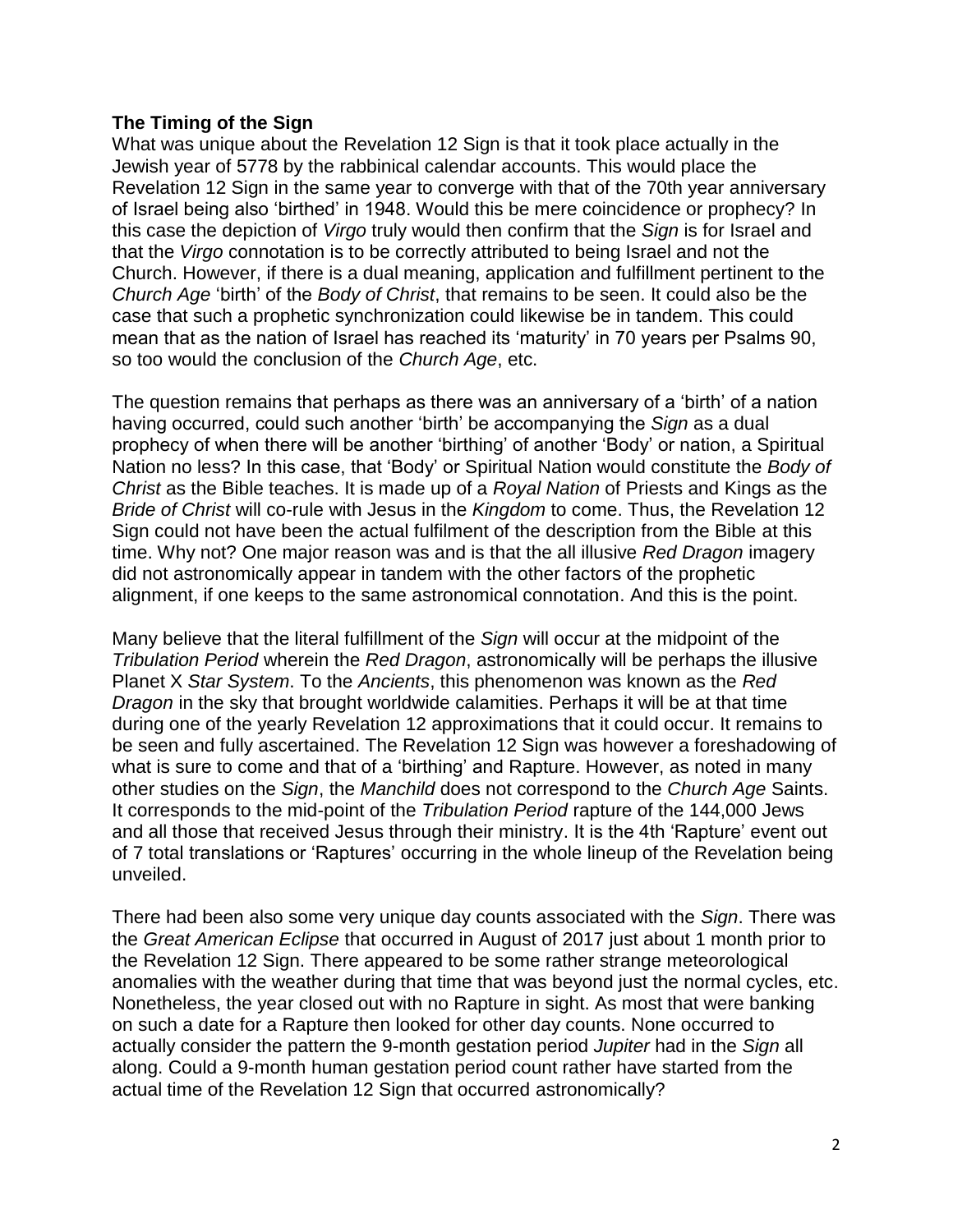**The Timing of the Sign**

What was unique about the Revelation 12 Sign is that it took place actually in the Jewish year of 5778 by the rabbinical calendar accounts. This would place the Revelation 12 Sign in the same year to converge with that of the 70th year anniversary of Israel being also 'birthed' in 1948. Would this be mere coincidence or prophecy? In this case the depiction of *Virgo* truly would then confirm that the *Sign* is for Israel and that the *Virgo* connotation is to be correctly attributed to being Israel and not the Church. However, if there is a dual meaning, application and fulfillment pertinent to the *Church Age* 'birth' of the *Body of Christ*, that remains to be seen. It could also be the case that such a prophetic synchronization could likewise be in tandem. This could mean that as the nation of Israel has reached its 'maturity' in 70 years per Psalms 90, so too would the conclusion of the *Church Age*, etc.

The question remains that perhaps as there was an anniversary of a 'birth' of a nation having occurred, could such another 'birth' be accompanying the *Sign* as a dual prophecy of when there will be another 'birthing' of another 'Body' or nation, a Spiritual Nation no less? In this case, that 'Body' or Spiritual Nation would constitute the *Body of Christ* as the Bible teaches. It is made up of a *Royal Nation* of Priests and Kings as the *Bride of Christ* will co-rule with Jesus in the *Kingdom* to come. Thus, the Revelation 12 Sign could not have been the actual fulfilment of the description from the Bible at this time. Why not? One major reason was and is that the all illusive *Red Dragon* imagery did not astronomically appear in tandem with the other factors of the prophetic alignment, if one keeps to the same astronomical connotation. And this is the point.

Many believe that the literal fulfillment of the *Sign* will occur at the midpoint of the *Tribulation Period* wherein the *Red Dragon*, astronomically will be perhaps the illusive Planet X *Star System*. To the *Ancients*, this phenomenon was known as the *Red Dragon* in the sky that brought worldwide calamities. Perhaps it will be at that time during one of the yearly Revelation 12 approximations that it could occur. It remains to be seen and fully ascertained. The Revelation 12 Sign was however a foreshadowing of what is sure to come and that of a 'birthing' and Rapture. However, as noted in many other studies on the *Sign*, the *Manchild* does not correspond to the *Church Age* Saints. It corresponds to the mid-point of the *Tribulation Period* rapture of the 144,000 Jews and all those that received Jesus through their ministry. It is the 4th 'Rapture' event out of 7 total translations or 'Raptures' occurring in the whole lineup of the Revelation being unveiled.

There had been also some very unique day counts associated with the *Sign*. There was the *Great American Eclipse* that occurred in August of 2017 just about 1 month prior to the Revelation 12 Sign. There appeared to be some rather strange meteorological anomalies with the weather during that time that was beyond just the normal cycles, etc. Nonetheless, the year closed out with no Rapture in sight. As most that were banking on such a date for a Rapture then looked for other day counts. None occurred to actually consider the pattern the 9-month gestation period *Jupiter* had in the *Sign* all along. Could a 9-month human gestation period count rather have started from the actual time of the Revelation 12 Sign that occurred astronomically?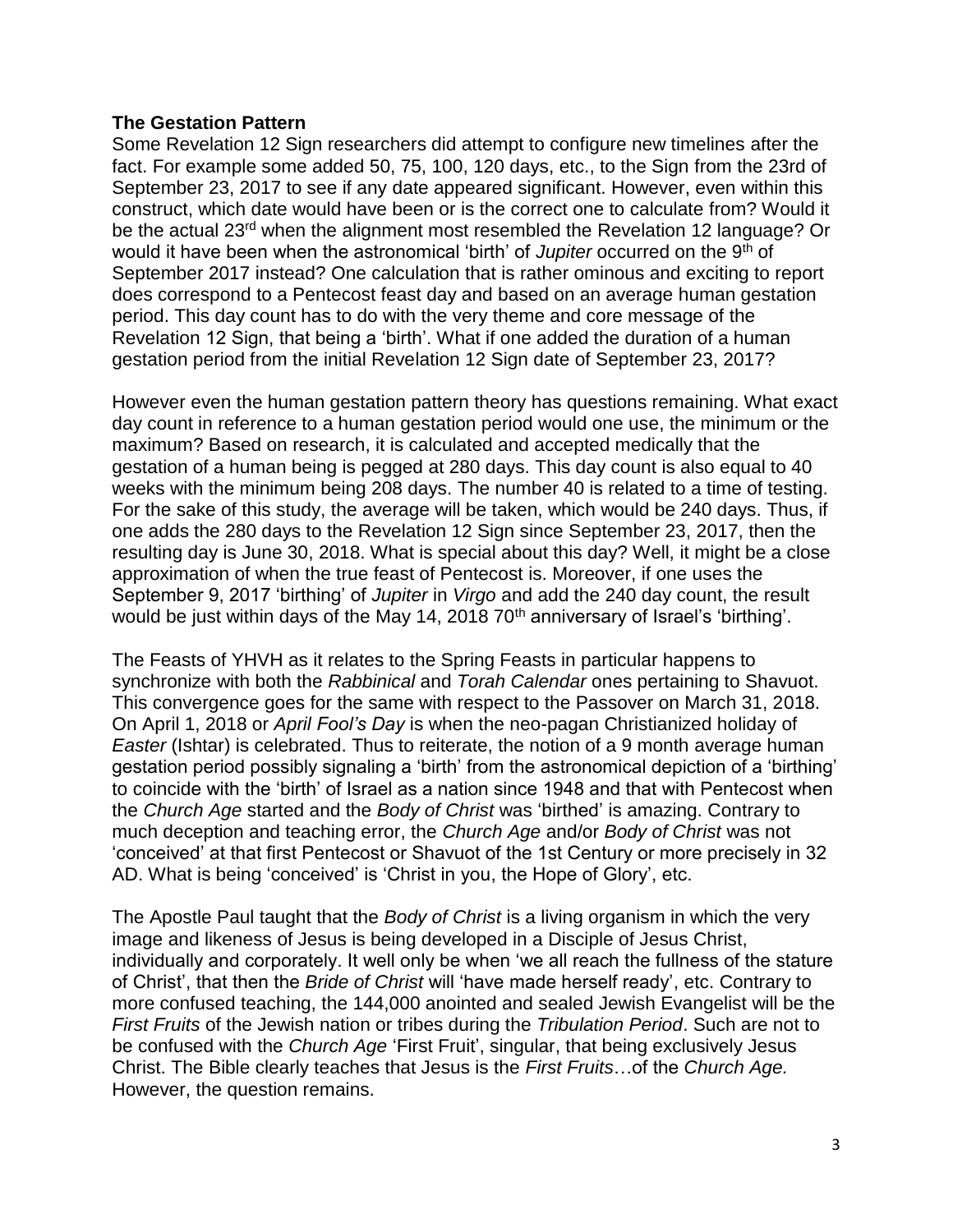**The Gestation Pattern**

Some Revelation 12 Sign researchers did attempt to configure new timelines after the fact. For example some added 50, 75, 100, 120 days, etc., to the Sign from the 23rd of September 23, 2017 to see if any date appeared significant. However, even within this construct, which date would have been or is the correct one to calculate from? Would it be the actual 23rd when the alignment most resembled the Revelation 12 language? Or would it have been when the astronomical 'birth' of *Jupiter* occurred on the 9th of September 2017 instead? One calculation that is rather ominous and exciting to report does correspond to a Pentecost feast day and based on an average human gestation period. This day count has to do with the very theme and core message of the Revelation 12 Sign, that being a 'birth'. What if one added the duration of a human gestation period from the initial Revelation 12 Sign date of September 23, 2017?

However even the human gestation pattern theory has questions remaining. What exact day count in reference to a human gestation period would one use, the minimum or the maximum? Based on research, it is calculated and accepted medically that the gestation of a human being is pegged at 280 days. This day count is also equal to 40 weeks with the minimum being 208 days. The number 40 is related to a time of testing. For the sake of this study, the average will be taken, which would be 240 days. Thus, if one adds the 280 days to the Revelation 12 Sign since September 23, 2017, then the resulting day is June 30, 2018. What is special about this day? Well, it might be a close approximation of when the true feast of Pentecost is. Moreover, if one uses the September 9, 2017 'birthing' of *Jupiter* in *Virgo* and add the 240 day count, the result would be just within days of the May 14, 2018 70th anniversary of Israel's 'birthing'.

The Feasts of YHVH as it relates to the Spring Feasts in particular happens to synchronize with both the *Rabbinical* and *Torah Calendar* ones pertaining to Shavuot. This convergence goes for the same with respect to the Passover on March 31, 2018. On April 1, 2018 or *April Fool's Day* is when the neo-pagan Christianized holiday of *Easter* (Ishtar) is celebrated. Thus to reiterate, the notion of a 9 month average human gestation period possibly signaling a 'birth' from the astronomical depiction of a 'birthing' to coincide with the 'birth' of Israel as a nation since 1948 and that with Pentecost when the *Church Age* started and the *Body of Christ* was 'birthed' is amazing. Contrary to much deception and teaching error, the *Church Age* and/or *Body of Christ* was not 'conceived' at that first Pentecost or Shavuot of the 1st Century or more precisely in 32 AD. What is being 'conceived' is 'Christ in you, the Hope of Glory', etc.

The Apostle Paul taught that the *Body of Christ* is a living organism in which the very image and likeness of Jesus is being developed in a Disciple of Jesus Christ, individually and corporately. It well only be when 'we all reach the fullness of the stature of Christ', that then the *Bride of Christ* will 'have made herself ready', etc. Contrary to more confused teaching, the 144,000 anointed and sealed Jewish Evangelist will be the *First Fruits* of the Jewish nation or tribes during the *Tribulation Period*. Such are not to be confused with the *Church Age* 'First Fruit', singular, that being exclusively Jesus Christ. The Bible clearly teaches that Jesus is the *First Fruits*…of the *Church Age.* However, the question remains.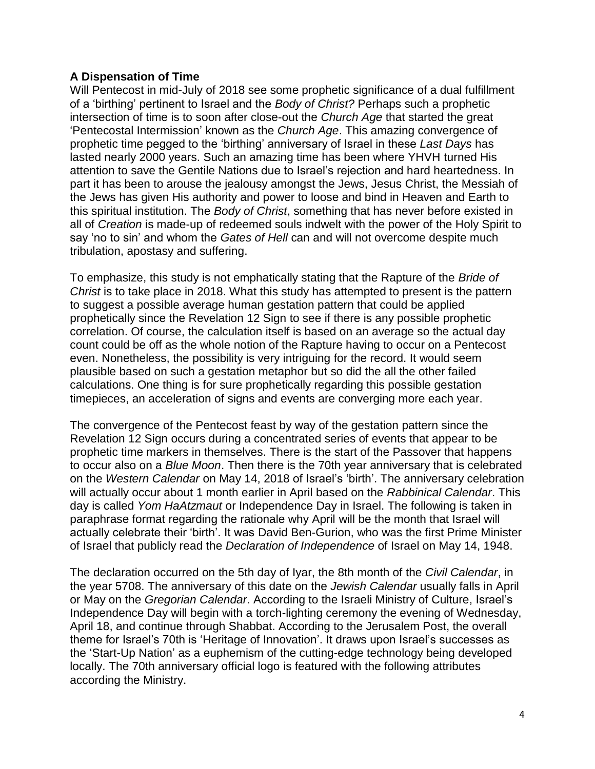**A Dispensation of Time**

Will Pentecost in mid-July of 2018 see some prophetic significance of a dual fulfillment of a 'birthing' pertinent to Israel and the *Body of Christ?* Perhaps such a prophetic intersection of time is to soon after close-out the *Church Age* that started the great 'Pentecostal Intermission' known as the *Church Age*. This amazing convergence of prophetic time pegged to the 'birthing' anniversary of Israel in these *Last Days* has lasted nearly 2000 years. Such an amazing time has been where YHVH turned His attention to save the Gentile Nations due to Israel's rejection and hard heartedness. In part it has been to arouse the jealousy amongst the Jews, Jesus Christ, the Messiah of the Jews has given His authority and power to loose and bind in Heaven and Earth to this spiritual institution. The *Body of Christ*, something that has never before existed in all of *Creation* is made-up of redeemed souls indwelt with the power of the Holy Spirit to say 'no to sin' and whom the *Gates of Hell* can and will not overcome despite much tribulation, apostasy and suffering.

To emphasize, this study is not emphatically stating that the Rapture of the *Bride of Christ* is to take place in 2018. What this study has attempted to present is the pattern to suggest a possible average human gestation pattern that could be applied prophetically since the Revelation 12 Sign to see if there is any possible prophetic correlation. Of course, the calculation itself is based on an average so the actual day count could be off as the whole notion of the Rapture having to occur on a Pentecost even. Nonetheless, the possibility is very intriguing for the record. It would seem plausible based on such a gestation metaphor but so did the all the other failed calculations. One thing is for sure prophetically regarding this possible gestation timepieces, an acceleration of signs and events are converging more each year.

The convergence of the Pentecost feast by way of the gestation pattern since the Revelation 12 Sign occurs during a concentrated series of events that appear to be prophetic time markers in themselves. There is the start of the Passover that happens to occur also on a *Blue Moon*. Then there is the 70th year anniversary that is celebrated on the *Western Calendar* on May 14, 2018 of Israel's 'birth'. The anniversary celebration will actually occur about 1 month earlier in April based on the *Rabbinical Calendar*. This day is called *Yom HaAtzmaut* or Independence Day in Israel. The following is taken in paraphrase format regarding the rationale why April will be the month that Israel will actually celebrate their 'birth'. It was David Ben-Gurion, who was the first Prime Minister of Israel that publicly read the *Declaration of Independence* of Israel on May 14, 1948.

The declaration occurred on the 5th day of Iyar, the 8th month of the *Civil Calendar*, in the year 5708. The anniversary of this date on the *Jewish Calendar* usually falls in April or May on the *Gregorian Calendar*. According to the Israeli Ministry of Culture, Israel's Independence Day will begin with a torch-lighting ceremony the evening of Wednesday, April 18, and continue through Shabbat. According to the Jerusalem Post, the overall theme for Israel's 70th is 'Heritage of Innovation'. It draws upon Israel's successes as the 'Start-Up Nation' as a euphemism of the cutting-edge technology being developed locally. The 70th anniversary official logo is featured with the following attributes according the Ministry.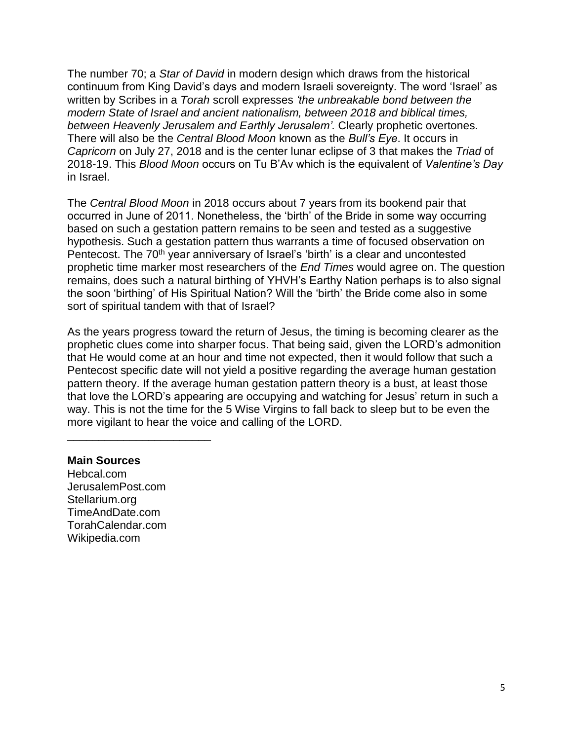The number 70; a *Star of David* in modern design which draws from the historical continuum from King David's days and modern Israeli sovereignty. The word 'Israel' as written by Scribes in a *Torah* scroll expresses *'the unbreakable bond between the modern State of Israel and ancient nationalism, between 2018 and biblical times, between Heavenly Jerusalem and Earthly Jerusalem'.* Clearly prophetic overtones. There will also be the *Central Blood Moon* known as the *Bull's Eye*. It occurs in *Capricorn* on July 27, 2018 and is the center lunar eclipse of 3 that makes the *Triad* of 2018-19. This *Blood Moon* occurs on Tu B'Av which is the equivalent of *Valentine's Day* in Israel.

The *Central Blood Moon* in 2018 occurs about 7 years from its bookend pair that occurred in June of 2011. Nonetheless, the 'birth' of the Bride in some way occurring based on such a gestation pattern remains to be seen and tested as a suggestive hypothesis. Such a gestation pattern thus warrants a time of focused observation on Pentecost. The 70th year anniversary of Israel's 'birth' is a clear and uncontested prophetic time marker most researchers of the *End Times* would agree on. The question remains, does such a natural birthing of YHVH's Earthy Nation perhaps is to also signal the soon 'birthing' of His Spiritual Nation? Will the 'birth' the Bride come also in some sort of spiritual tandem with that of Israel?

As the years progress toward the return of Jesus, the timing is becoming clearer as the prophetic clues come into sharper focus. That being said, given the LORD's admonition that He would come at an hour and time not expected, then it would follow that such a Pentecost specific date will not yield a positive regarding the average human gestation pattern theory. If the average human gestation pattern theory is a bust, at least those that love the LORD's appearing are occupying and watching for Jesus' return in such a way. This is not the time for the 5 Wise Virgins to fall back to sleep but to be even the more vigilant to hear the voice and calling of the LORD.

_______________________

**Main Sources**

Hebcal.com
JerusalemPost.com
Stellarium.org
TimeAndDate.com
TorahCalendar.com
Wikipedia.com